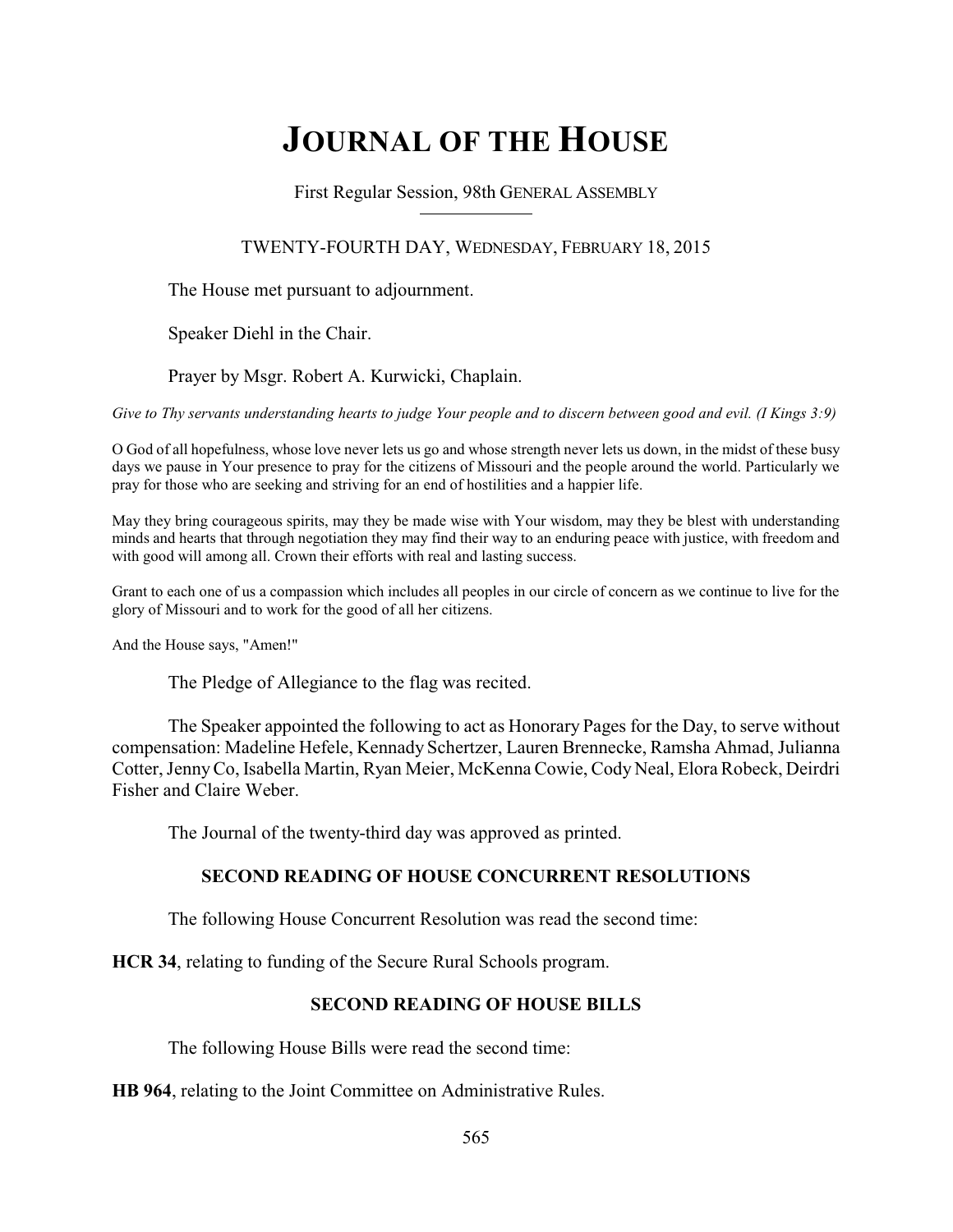# JOURNAL OF THE HOUSE

First Regular Session, 98th GENERAL ASSEMBLY

TWENTY-FOURTH DAY, WEDNESDAY, FEBRUARY 18, 2015

The House met pursuant to adjournment.

Speaker Diehl in the Chair.

Prayer by Msgr. Robert A. Kurwicki, Chaplain.

*Give to Thy servants understanding hearts to judge Your people and to discern between good and evil. (I Kings 3:9)*

O God of all hopefulness, whose love never lets us go and whose strength never lets us down, in the midst of these busy days we pause in Your presence to pray for the citizens of Missouri and the people around the world. Particularly we pray for those who are seeking and striving for an end of hostilities and a happier life.

May they bring courageous spirits, may they be made wise with Your wisdom, may they be blest with understanding minds and hearts that through negotiation they may find their way to an enduring peace with justice, with freedom and with good will among all. Crown their efforts with real and lasting success.

Grant to each one of us a compassion which includes all peoples in our circle of concern as we continue to live for the glory of Missouri and to work for the good of all her citizens.

And the House says, "Amen!"

The Pledge of Allegiance to the flag was recited.

The Speaker appointed the following to act as Honorary Pages for the Day, to serve without compensation: Madeline Hefele, Kennady Schertzer, Lauren Brennecke, Ramsha Ahmad, Julianna Cotter, Jenny Co, Isabella Martin, Ryan Meier, McKenna Cowie, Cody Neal, Elora Robeck, Deirdri Fisher and Claire Weber.

The Journal of the twenty-third day was approved as printed.

## SECOND READING OF HOUSE CONCURRENT RESOLUTIONS

The following House Concurrent Resolution was read the second time:

**HCR 34**, relating to funding of the Secure Rural Schools program.

## SECOND READING OF HOUSE BILLS

The following House Bills were read the second time:

**HB 964**, relating to the Joint Committee on Administrative Rules.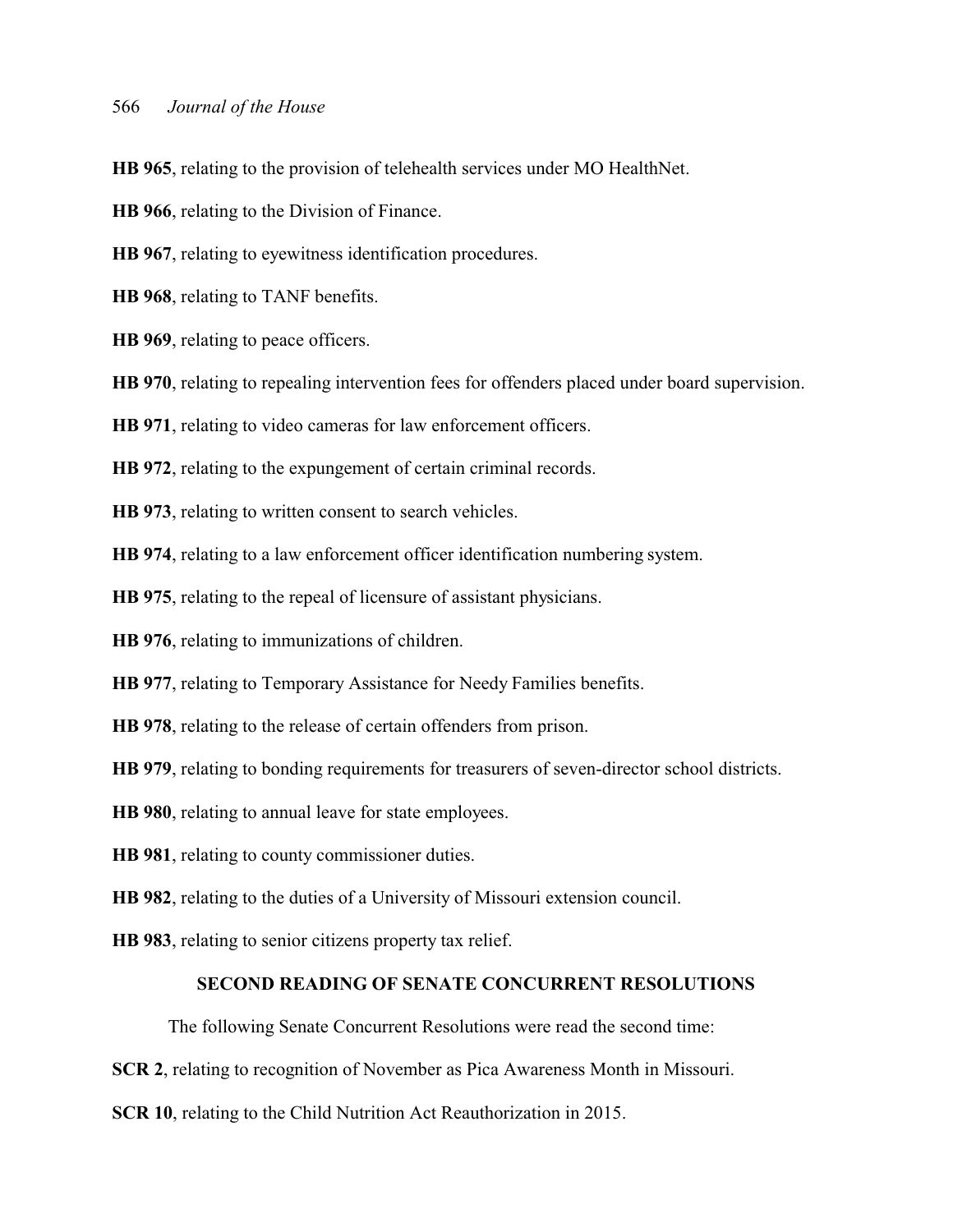**HB 965**, relating to the provision of telehealth services under MO HealthNet.

**HB 966**, relating to the Division of Finance.

**HB 967**, relating to eyewitness identification procedures.

**HB 968**, relating to TANF benefits.

**HB 969**, relating to peace officers.

**HB 970**, relating to repealing intervention fees for offenders placed under board supervision.

**HB 971**, relating to video cameras for law enforcement officers.

**HB 972**, relating to the expungement of certain criminal records.

**HB 973**, relating to written consent to search vehicles.

**HB 974**, relating to a law enforcement officer identification numbering system.

**HB 975**, relating to the repeal of licensure of assistant physicians.

**HB 976**, relating to immunizations of children.

**HB 977**, relating to Temporary Assistance for Needy Families benefits.

**HB 978**, relating to the release of certain offenders from prison.

**HB 979**, relating to bonding requirements for treasurers of seven-director school districts.

**HB 980**, relating to annual leave for state employees.

**HB 981**, relating to county commissioner duties.

**HB 982**, relating to the duties of a University of Missouri extension council.

**HB 983**, relating to senior citizens property tax relief.

## SECOND READING OF SENATE CONCURRENT RESOLUTIONS

The following Senate Concurrent Resolutions were read the second time:

**SCR 2**, relating to recognition of November as Pica Awareness Month in Missouri.

**SCR 10**, relating to the Child Nutrition Act Reauthorization in 2015.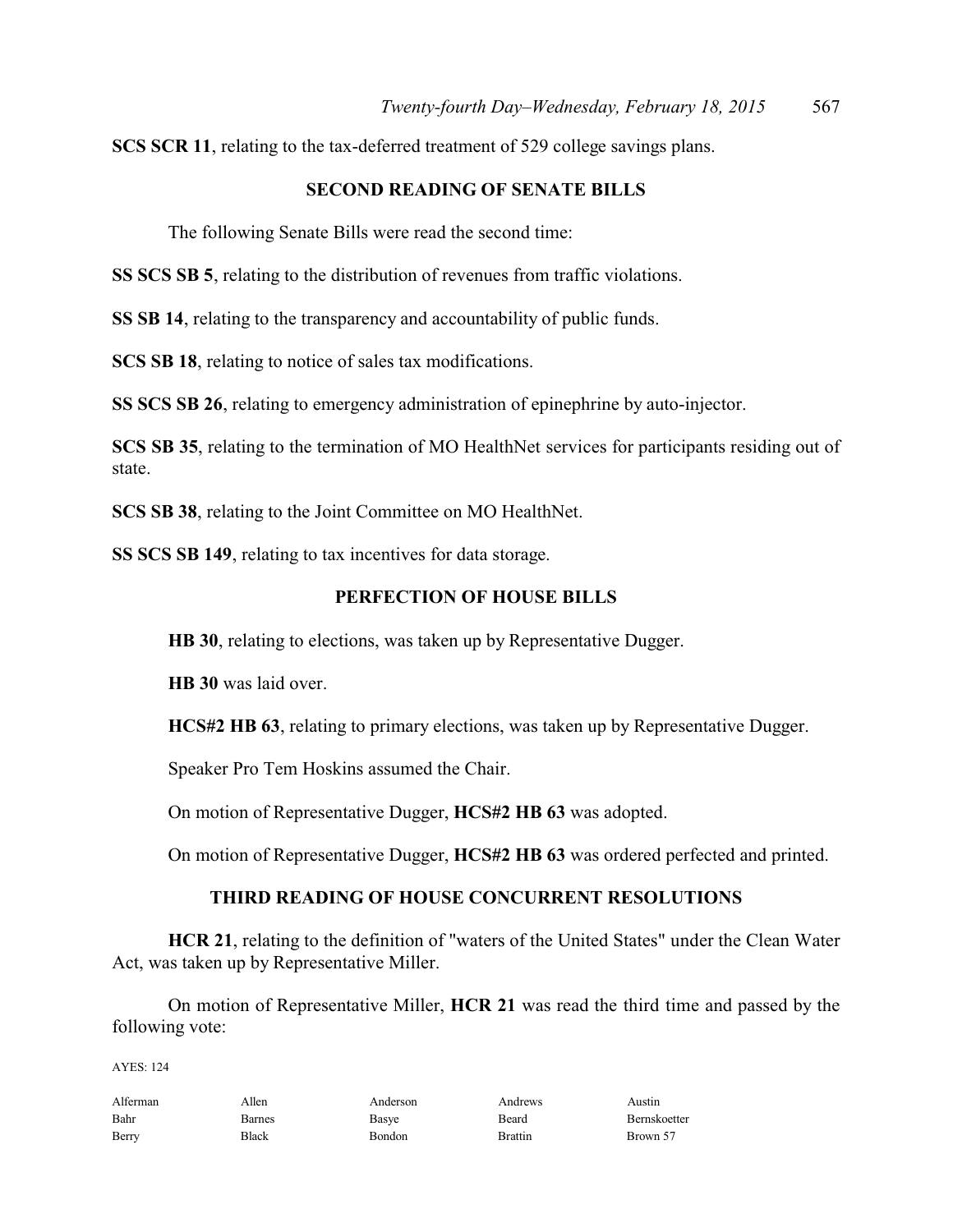**SCS SCR 11**, relating to the tax-deferred treatment of 529 college savings plans.

## SECOND READING OF SENATE BILLS

The following Senate Bills were read the second time:

**SS SCS SB 5**, relating to the distribution of revenues from traffic violations.

**SS SB 14**, relating to the transparency and accountability of public funds.

**SCS SB 18**, relating to notice of sales tax modifications.

**SS SCS SB 26**, relating to emergency administration of epinephrine by auto-injector.

**SCS SB 35**, relating to the termination of MO HealthNet services for participants residing out of state.

**SCS SB 38**, relating to the Joint Committee on MO HealthNet.

**SS SCS SB 149**, relating to tax incentives for data storage.

## PERFECTION OF HOUSE BILLS

**HB 30**, relating to elections, was taken up by Representative Dugger.

**HB 30** was laid over.

**HCS#2 HB 63**, relating to primary elections, was taken up by Representative Dugger.

Speaker Pro Tem Hoskins assumed the Chair.

On motion of Representative Dugger, **HCS#2 HB 63** was adopted.

On motion of Representative Dugger, **HCS#2 HB 63** was ordered perfected and printed.

## THIRD READING OF HOUSE CONCURRENT RESOLUTIONS

**HCR 21**, relating to the definition of "waters of the United States" under the Clean Water Act, was taken up by Representative Miller.

On motion of Representative Miller, **HCR 21** was read the third time and passed by the following vote:

AYES: 124

| | | | | |
|---|---|---|---|---|
| Alferman | Allen | Anderson | Andrews | Austin |
| Bahr | Barnes | Basye | Beard | Bernskoetter |
| Berry | Black | Bondon | Brattin | Brown 57 |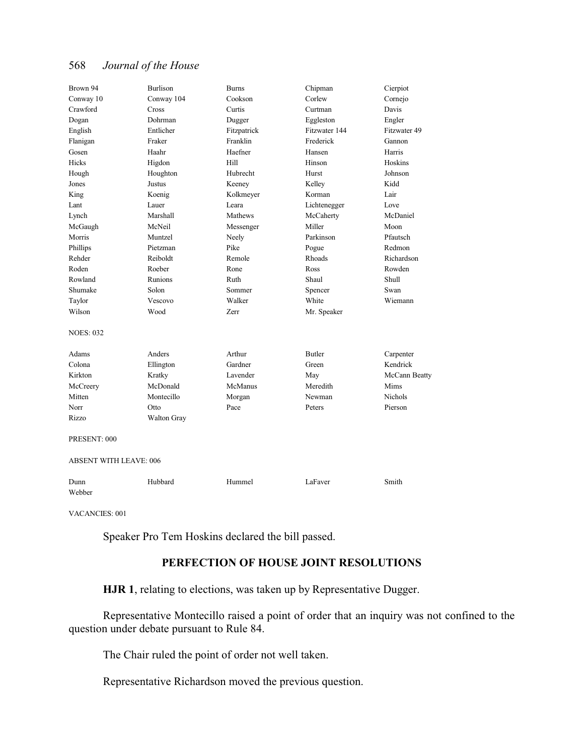| | | | | |
|---|---|---|---|---|
| Brown 94 | Burlison | Burns | Chipman | Cierpiot |
| Conway 10 | Conway 104 | Cookson | Corlew | Cornejo |
| Crawford | Cross | Curtis | Curtman | Davis |
| Dogan | Dohrman | Dugger | Eggleston | Engler |
| English | Entlicher | Fitzpatrick | Fitzwater 144 | Fitzwater 49 |
| Flanigan | Fraker | Franklin | Frederick | Gannon |
| Gosen | Haahr | Haefner | Hansen | Harris |
| Hicks | Higdon | Hill | Hinson | Hoskins |
| Hough | Houghton | Hubrecht | Hurst | Johnson |
| Jones | Justus | Keeney | Kelley | Kidd |
| King | Koenig | Kolkmeyer | Korman | Lair |
| Lant | Lauer | Leara | Lichtenegger | Love |
| Lynch | Marshall | Mathews | McCaherty | McDaniel |
| McGaugh | McNeil | Messenger | Miller | Moon |
| Morris | Muntzel | Neely | Parkinson | Pfautsch |
| Phillips | Pietzman | Pike | Pogue | Redmon |
| Rehder | Reiboldt | Remole | Rhoads | Richardson |
| Roden | Roeber | Rone | Ross | Rowden |
| Rowland | Runions | Ruth | Shaul | Shull |
| Shumake | Solon | Sommer | Spencer | Swan |
| Taylor | Vescovo | Walker | White | Wiemann |
| Wilson | Wood | Zerr | Mr. Speaker | |

NOES: 032

| | | | | |
|---|---|---|---|---|
| Adams | Anders | Arthur | Butler | Carpenter |
| Colona | Ellington | Gardner | Green | Kendrick |
| Kirkton | Kratky | Lavender | May | McCann Beatty |
| McCreery | McDonald | McManus | Meredith | Mims |
| Mitten | Montecillo | Morgan | Newman | Nichols |
| Norr | Otto | Pace | Peters | Pierson |
| Rizzo | Walton Gray | | | |

PRESENT: 000

ABSENT WITH LEAVE: 006

| | | | | |
|---|---|---|---|---|
| Dunn | Hubbard | Hummel | LaFaver | Smith |
| Webber | | | | |

VACANCIES: 001

Speaker Pro Tem Hoskins declared the bill passed.

## PERFECTION OF HOUSE JOINT RESOLUTIONS

**HJR 1**, relating to elections, was taken up by Representative Dugger.

Representative Montecillo raised a point of order that an inquiry was not confined to the question under debate pursuant to Rule 84.

The Chair ruled the point of order not well taken.

Representative Richardson moved the previous question.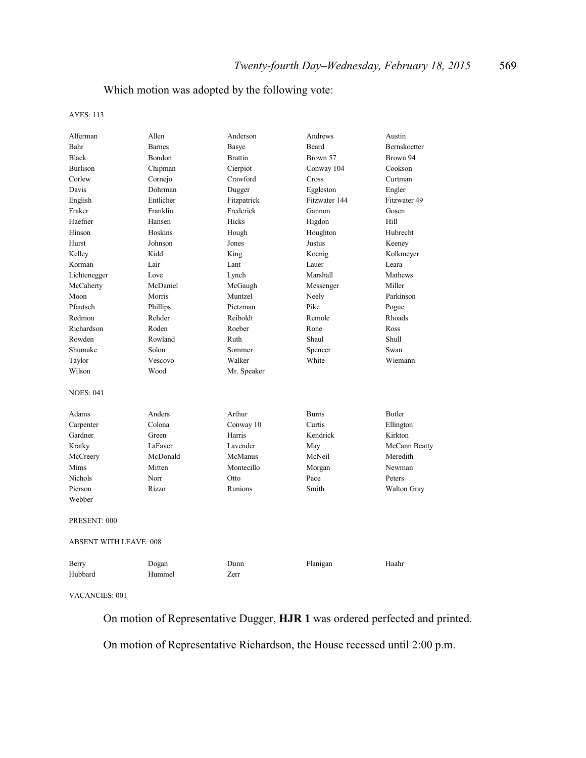Which motion was adopted by the following vote:

AYES: 113

| | | | | |
|---|---|---|---|---|
| Alferman | Allen | Anderson | Andrews | Austin |
| Bahr | Barnes | Basye | Beard | Bernskoetter |
| Black | Bondon | Brattin | Brown 57 | Brown 94 |
| Burlison | Chipman | Cierpiot | Conway 104 | Cookson |
| Corlew | Cornejo | Crawford | Cross | Curtman |
| Davis | Dohrman | Dugger | Eggleston | Engler |
| English | Entlicher | Fitzpatrick | Fitzwater 144 | Fitzwater 49 |
| Fraker | Franklin | Frederick | Gannon | Gosen |
| Haefner | Hansen | Hicks | Higdon | Hill |
| Hinson | Hoskins | Hough | Houghton | Hubrecht |
| Hurst | Johnson | Jones | Justus | Keeney |
| Kelley | Kidd | King | Koenig | Kolkmeyer |
| Korman | Lair | Lant | Lauer | Leara |
| Lichtenegger | Love | Lynch | Marshall | Mathews |
| McCaherty | McDaniel | McGaugh | Messenger | Miller |
| Moon | Morris | Muntzel | Neely | Parkinson |
| Pfautsch | Phillips | Pietzman | Pike | Pogue |
| Redmon | Rehder | Reiboldt | Remole | Rhoads |
| Richardson | Roden | Roeber | Rone | Ross |
| Rowden | Rowland | Ruth | Shaul | Shull |
| Shumake | Solon | Sommer | Spencer | Swan |
| Taylor | Vescovo | Walker | White | Wiemann |
| Wilson | Wood | Mr. Speaker | | |

NOES: 041

| | | | | |
|---|---|---|---|---|
| Adams | Anders | Arthur | Burns | Butler |
| Carpenter | Colona | Conway 10 | Curtis | Ellington |
| Gardner | Green | Harris | Kendrick | Kirkton |
| Kratky | LaFaver | Lavender | May | McCann Beatty |
| McCreery | McDonald | McManus | McNeil | Meredith |
| Mims | Mitten | Montecillo | Morgan | Newman |
| Nichols | Norr | Otto | Pace | Peters |
| Pierson | Rizzo | Runions | Smith | Walton Gray |
| Webber | | | | |

PRESENT: 000

ABSENT WITH LEAVE: 008

| | | | | |
|---|---|---|---|---|
| Berry | Dogan | Dunn | Flanigan | Haahr |
| Hubbard | Hummel | Zerr | | |

VACANCIES: 001

On motion of Representative Dugger, **HJR 1** was ordered perfected and printed.

On motion of Representative Richardson, the House recessed until 2:00 p.m.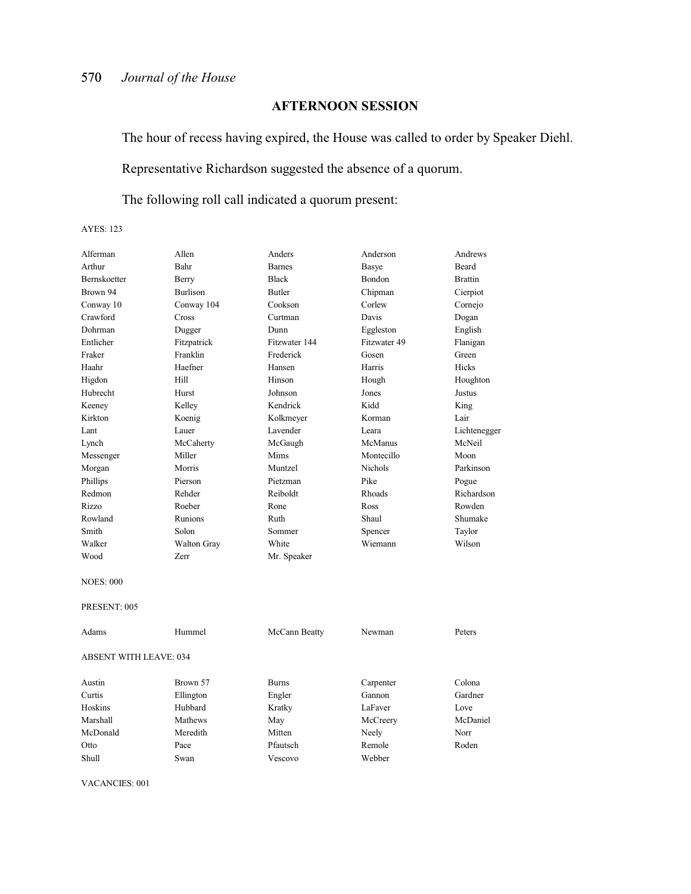## AFTERNOON SESSION

The hour of recess having expired, the House was called to order by Speaker Diehl.

Representative Richardson suggested the absence of a quorum.

The following roll call indicated a quorum present:

AYES: 123

| | | | | |
|---|---|---|---|---|
| Alferman | Allen | Anders | Anderson | Andrews |
| Arthur | Bahr | Barnes | Basye | Beard |
| Bernskoetter | Berry | Black | Bondon | Brattin |
| Brown 94 | Burlison | Butler | Chipman | Cierpiot |
| Conway 10 | Conway 104 | Cookson | Corlew | Cornejo |
| Crawford | Cross | Curtman | Davis | Dogan |
| Dohrman | Dugger | Dunn | Eggleston | English |
| Entlicher | Fitzpatrick | Fitzwater 144 | Fitzwater 49 | Flanigan |
| Fraker | Franklin | Frederick | Gosen | Green |
| Haahr | Haefner | Hansen | Harris | Hicks |
| Higdon | Hill | Hinson | Hough | Houghton |
| Hubrecht | Hurst | Johnson | Jones | Justus |
| Keeney | Kelley | Kendrick | Kidd | King |
| Kirkton | Koenig | Kolkmeyer | Korman | Lair |
| Lant | Lauer | Lavender | Leara | Lichtenegger |
| Lynch | McCaherty | McGaugh | McManus | McNeil |
| Messenger | Miller | Mims | Montecillo | Moon |
| Morgan | Morris | Muntzel | Nichols | Parkinson |
| Phillips | Pierson | Pietzman | Pike | Pogue |
| Redmon | Rehder | Reiboldt | Rhoads | Richardson |
| Rizzo | Roeber | Rone | Ross | Rowden |
| Rowland | Runions | Ruth | Shaul | Shumake |
| Smith | Solon | Sommer | Spencer | Taylor |
| Walker | Walton Gray | White | Wiemann | Wilson |
| Wood | Zerr | Mr. Speaker | | |

NOES: 000

PRESENT: 005

| | | | | |
|---|---|---|---|---|
| Adams | Hummel | McCann Beatty | Newman | Peters |

ABSENT WITH LEAVE: 034

| | | | | |
|---|---|---|---|---|
| Austin | Brown 57 | Burns | Carpenter | Colona |
| Curtis | Ellington | Engler | Gannon | Gardner |
| Hoskins | Hubbard | Kratky | LaFaver | Love |
| Marshall | Mathews | May | McCreery | McDaniel |
| McDonald | Meredith | Mitten | Neely | Norr |
| Otto | Pace | Pfautsch | Remole | Roden |
| Shull | Swan | Vescovo | Webber | |

VACANCIES: 001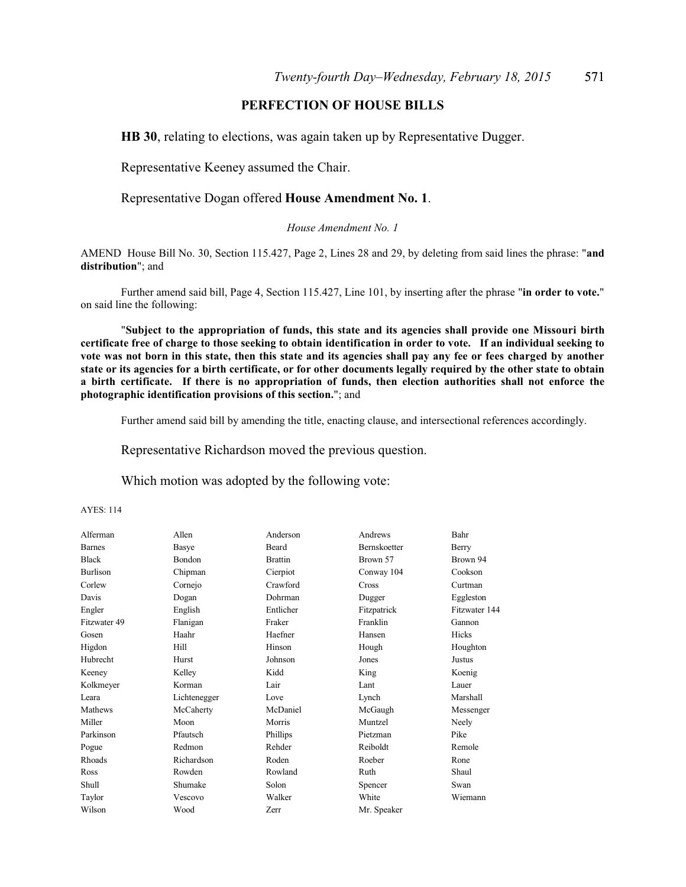## PERFECTION OF HOUSE BILLS

**HB 30**, relating to elections, was again taken up by Representative Dugger.

Representative Keeney assumed the Chair.

Representative Dogan offered **House Amendment No. 1**.

*House Amendment No. 1*

AMEND House Bill No. 30, Section 115.427, Page 2, Lines 28 and 29, by deleting from said lines the phrase: "**and distribution**"; and

Further amend said bill, Page 4, Section 115.427, Line 101, by inserting after the phrase "**in order to vote.**" on said line the following:

"**Subject to the appropriation of funds, this state and its agencies shall provide one Missouri birth certificate free of charge to those seeking to obtain identification in order to vote. If an individual seeking to vote was not born in this state, then this state and its agencies shall pay any fee or fees charged by another state or its agencies for a birth certificate, or for other documents legally required by the other state to obtain a birth certificate. If there is no appropriation of funds, then election authorities shall not enforce the photographic identification provisions of this section.**"; and

Further amend said bill by amending the title, enacting clause, and intersectional references accordingly.

Representative Richardson moved the previous question.

Which motion was adopted by the following vote:

AYES: 114

| | | | | |
|---|---|---|---|---|
| Alferman | Allen | Anderson | Andrews | Bahr |
| Barnes | Basye | Beard | Bernskoetter | Berry |
| Black | Bondon | Brattin | Brown 57 | Brown 94 |
| Burlison | Chipman | Cierpiot | Conway 104 | Cookson |
| Corlew | Cornejo | Crawford | Cross | Curtman |
| Davis | Dogan | Dohrman | Dugger | Eggleston |
| Engler | English | Entlicher | Fitzpatrick | Fitzwater 144 |
| Fitzwater 49 | Flanigan | Fraker | Franklin | Gannon |
| Gosen | Haahr | Haefner | Hansen | Hicks |
| Higdon | Hill | Hinson | Hough | Houghton |
| Hubrecht | Hurst | Johnson | Jones | Justus |
| Keeney | Kelley | Kidd | King | Koenig |
| Kolkmeyer | Korman | Lair | Lant | Lauer |
| Leara | Lichtenegger | Love | Lynch | Marshall |
| Mathews | McCaherty | McDaniel | McGaugh | Messenger |
| Miller | Moon | Morris | Muntzel | Neely |
| Parkinson | Pfautsch | Phillips | Pietzman | Pike |
| Pogue | Redmon | Rehder | Reiboldt | Remole |
| Rhoads | Richardson | Roden | Roeber | Rone |
| Ross | Rowden | Rowland | Ruth | Shaul |
| Shull | Shumake | Solon | Spencer | Swan |
| Taylor | Vescovo | Walker | White | Wiemann |
| Wilson | Wood | Zerr | Mr. Speaker | |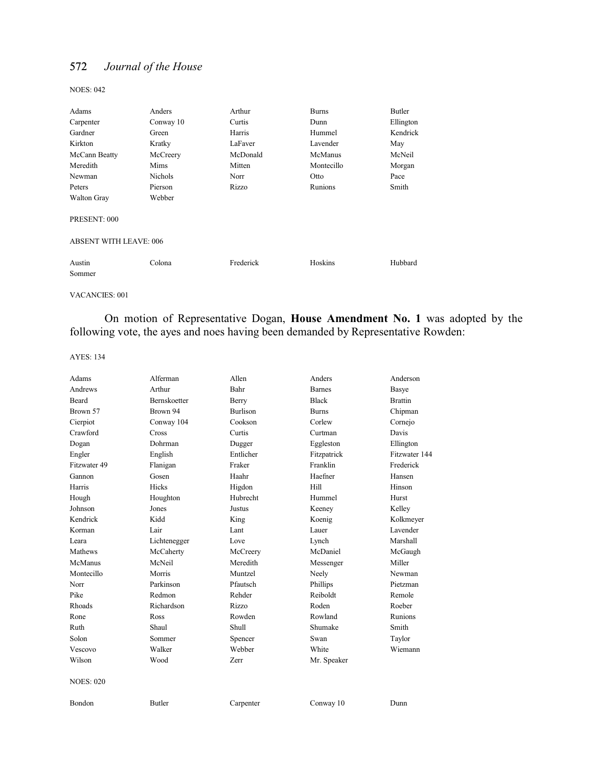NOES: 042

| | | | | |
|---|---|---|---|---|
| Adams | Anders | Arthur | Burns | Butler |
| Carpenter | Conway 10 | Curtis | Dunn | Ellington |
| Gardner | Green | Harris | Hummel | Kendrick |
| Kirkton | Kratky | LaFaver | Lavender | May |
| McCann Beatty | McCreery | McDonald | McManus | McNeil |
| Meredith | Mims | Mitten | Montecillo | Morgan |
| Newman | Nichols | Norr | Otto | Pace |
| Peters | Pierson | Rizzo | Runions | Smith |
| Walton Gray | Webber | | | |

PRESENT: 000

ABSENT WITH LEAVE: 006

| | | | | |
|---|---|---|---|---|
| Austin | Colona | Frederick | Hoskins | Hubbard |
| Sommer | | | | |

VACANCIES: 001

On motion of Representative Dogan, **House Amendment No. 1** was adopted by the following vote, the ayes and noes having been demanded by Representative Rowden:

AYES: 134

| | | | | |
|---|---|---|---|---|
| Adams | Alferman | Allen | Anders | Anderson |
| Andrews | Arthur | Bahr | Barnes | Basye |
| Beard | Bernskoetter | Berry | Black | Brattin |
| Brown 57 | Brown 94 | Burlison | Burns | Chipman |
| Cierpiot | Conway 104 | Cookson | Corlew | Cornejo |
| Crawford | Cross | Curtis | Curtman | Davis |
| Dogan | Dohrman | Dugger | Eggleston | Ellington |
| Engler | English | Entlicher | Fitzpatrick | Fitzwater 144 |
| Fitzwater 49 | Flanigan | Fraker | Franklin | Frederick |
| Gannon | Gosen | Haahr | Haefner | Hansen |
| Harris | Hicks | Higdon | Hill | Hinson |
| Hough | Houghton | Hubrecht | Hummel | Hurst |
| Johnson | Jones | Justus | Keeney | Kelley |
| Kendrick | Kidd | King | Koenig | Kolkmeyer |
| Korman | Lair | Lant | Lauer | Lavender |
| Leara | Lichtenegger | Love | Lynch | Marshall |
| Mathews | McCaherty | McCreery | McDaniel | McGaugh |
| McManus | McNeil | Meredith | Messenger | Miller |
| Montecillo | Morris | Muntzel | Neely | Newman |
| Norr | Parkinson | Pfautsch | Phillips | Pietzman |
| Pike | Redmon | Rehder | Reiboldt | Remole |
| Rhoads | Richardson | Rizzo | Roden | Roeber |
| Rone | Ross | Rowden | Rowland | Runions |
| Ruth | Shaul | Shull | Shumake | Smith |
| Solon | Sommer | Spencer | Swan | Taylor |
| Vescovo | Walker | Webber | White | Wiemann |
| Wilson | Wood | Zerr | Mr. Speaker | |

NOES: 020

| | | | | |
|---|---|---|---|---|
| Bondon | Butler | Carpenter | Conway 10 | Dunn |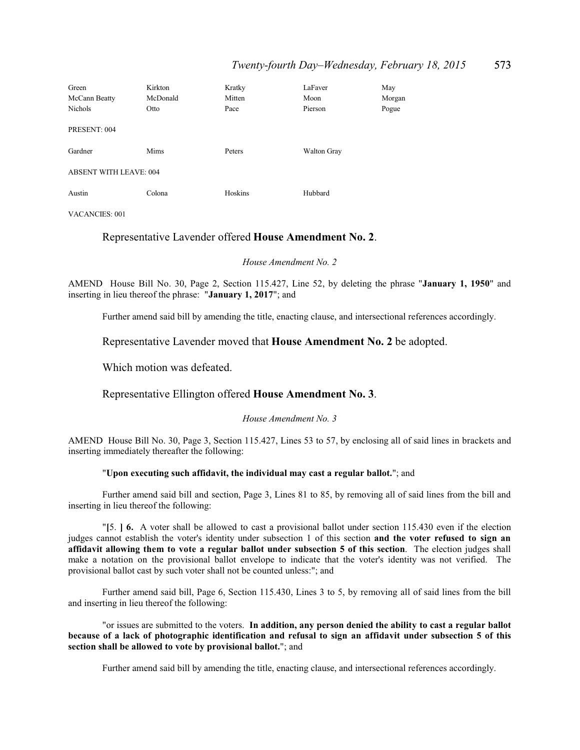| Green | Kirkton | Kratky | LaFaver | May |
|---|---|---|---|---|
| McCann Beatty | McDonald | Mitten | Moon | Morgan |
| Nichols | Otto | Pace | Pierson | Pogue |

PRESENT: 004

| Gardner | Mims | Peters | Walton Gray |
|---|---|---|---|

ABSENT WITH LEAVE: 004

| Austin | Colona | Hoskins | Hubbard |
|---|---|---|---|

VACANCIES: 001

Representative Lavender offered **House Amendment No. 2**.

*House Amendment No. 2*

AMEND House Bill No. 30, Page 2, Section 115.427, Line 52, by deleting the phrase "**January 1, 1950**" and inserting in lieu thereof the phrase: "**January 1, 2017**"; and

Further amend said bill by amending the title, enacting clause, and intersectional references accordingly.

Representative Lavender moved that **House Amendment No. 2** be adopted.

Which motion was defeated.

Representative Ellington offered **House Amendment No. 3**.

*House Amendment No. 3*

AMEND House Bill No. 30, Page 3, Section 115.427, Lines 53 to 57, by enclosing all of said lines in brackets and inserting immediately thereafter the following:

"**Upon executing such affidavit, the individual may cast a regular ballot.**"; and

Further amend said bill and section, Page 3, Lines 81 to 85, by removing all of said lines from the bill and inserting in lieu thereof the following:

"**[**5. **] 6.** A voter shall be allowed to cast a provisional ballot under section 115.430 even if the election judges cannot establish the voter's identity under subsection 1 of this section **and the voter refused to sign an affidavit allowing them to vote a regular ballot under subsection 5 of this section**. The election judges shall make a notation on the provisional ballot envelope to indicate that the voter's identity was not verified. The provisional ballot cast by such voter shall not be counted unless:"; and

Further amend said bill, Page 6, Section 115.430, Lines 3 to 5, by removing all of said lines from the bill and inserting in lieu thereof the following:

"or issues are submitted to the voters. **In addition, any person denied the ability to cast a regular ballot because of a lack of photographic identification and refusal to sign an affidavit under subsection 5 of this section shall be allowed to vote by provisional ballot.**"; and

Further amend said bill by amending the title, enacting clause, and intersectional references accordingly.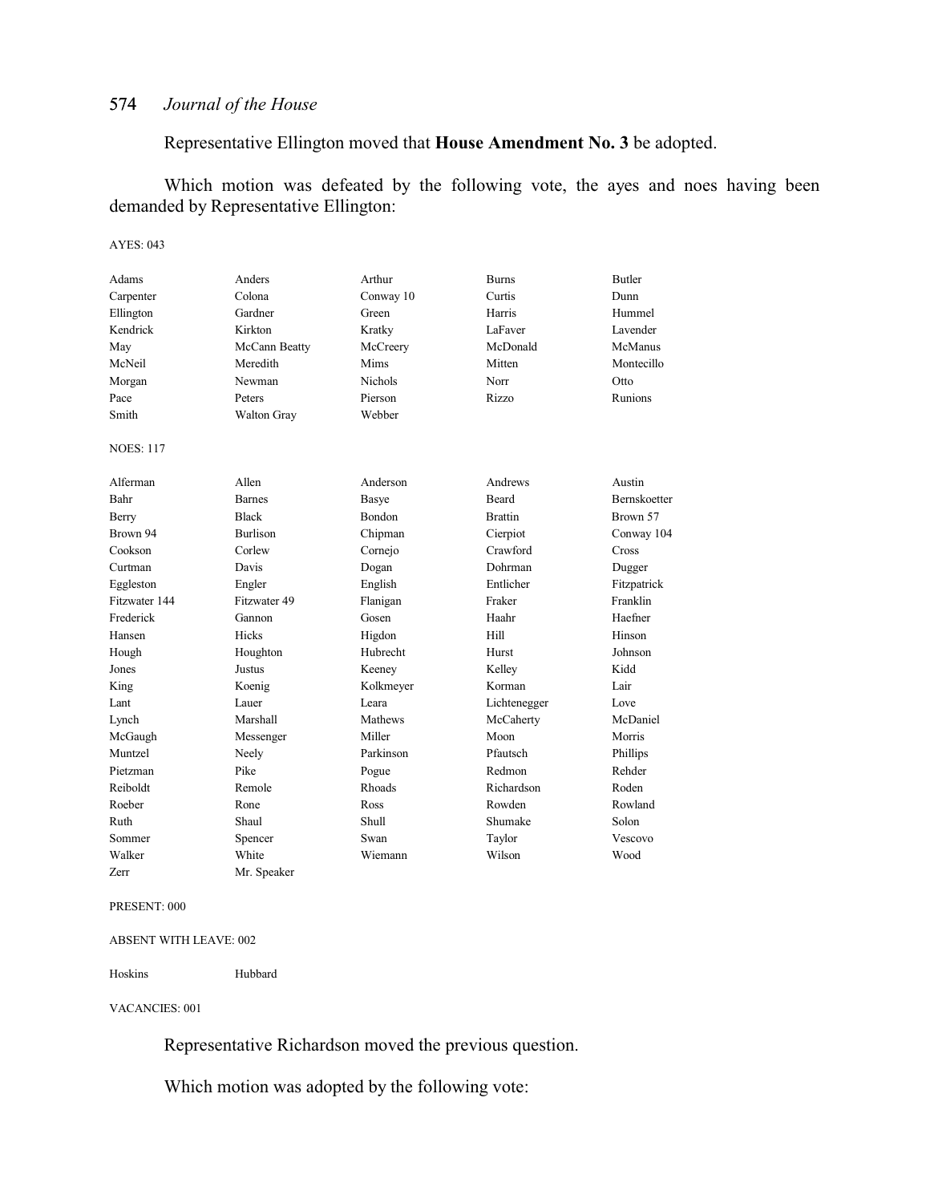Representative Ellington moved that **House Amendment No. 3** be adopted.

Which motion was defeated by the following vote, the ayes and noes having been demanded by Representative Ellington:

AYES: 043

| | | | | |
|---|---|---|---|---|
| Adams | Anders | Arthur | Burns | Butler |
| Carpenter | Colona | Conway 10 | Curtis | Dunn |
| Ellington | Gardner | Green | Harris | Hummel |
| Kendrick | Kirkton | Kratky | LaFaver | Lavender |
| May | McCann Beatty | McCreery | McDonald | McManus |
| McNeil | Meredith | Mims | Mitten | Montecillo |
| Morgan | Newman | Nichols | Norr | Otto |
| Pace | Peters | Pierson | Rizzo | Runions |
| Smith | Walton Gray | Webber | | |

NOES: 117

| | | | | |
|---|---|---|---|---|
| Alferman | Allen | Anderson | Andrews | Austin |
| Bahr | Barnes | Basye | Beard | Bernskoetter |
| Berry | Black | Bondon | Brattin | Brown 57 |
| Brown 94 | Burlison | Chipman | Cierpiot | Conway 104 |
| Cookson | Corlew | Cornejo | Crawford | Cross |
| Curtman | Davis | Dogan | Dohrman | Dugger |
| Eggleston | Engler | English | Entlicher | Fitzpatrick |
| Fitzwater 144 | Fitzwater 49 | Flanigan | Fraker | Franklin |
| Frederick | Gannon | Gosen | Haahr | Haefner |
| Hansen | Hicks | Higdon | Hill | Hinson |
| Hough | Houghton | Hubrecht | Hurst | Johnson |
| Jones | Justus | Keeney | Kelley | Kidd |
| King | Koenig | Kolkmeyer | Korman | Lair |
| Lant | Lauer | Leara | Lichtenegger | Love |
| Lynch | Marshall | Mathews | McCaherty | McDaniel |
| McGaugh | Messenger | Miller | Moon | Morris |
| Muntzel | Neely | Parkinson | Pfautsch | Phillips |
| Pietzman | Pike | Pogue | Redmon | Rehder |
| Reiboldt | Remole | Rhoads | Richardson | Roden |
| Roeber | Rone | Ross | Rowden | Rowland |
| Ruth | Shaul | Shull | Shumake | Solon |
| Sommer | Spencer | Swan | Taylor | Vescovo |
| Walker | White | Wiemann | Wilson | Wood |
| Zerr | Mr. Speaker | | | |

PRESENT: 000

ABSENT WITH LEAVE: 002

| | |
|---|---|
| Hoskins | Hubbard |

VACANCIES: 001

Representative Richardson moved the previous question.

Which motion was adopted by the following vote: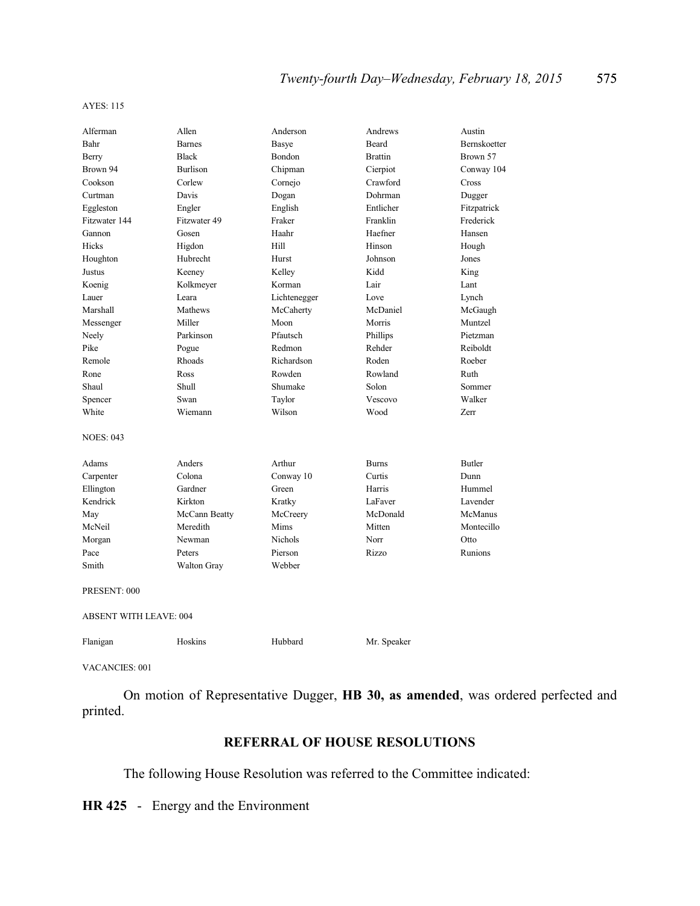AYES: 115

| | | | | |
|---|---|---|---|---|
| Alferman | Allen | Anderson | Andrews | Austin |
| Bahr | Barnes | Basye | Beard | Bernskoetter |
| Berry | Black | Bondon | Brattin | Brown 57 |
| Brown 94 | Burlison | Chipman | Cierpiot | Conway 104 |
| Cookson | Corlew | Cornejo | Crawford | Cross |
| Curtman | Davis | Dogan | Dohrman | Dugger |
| Eggleston | Engler | English | Entlicher | Fitzpatrick |
| Fitzwater 144 | Fitzwater 49 | Fraker | Franklin | Frederick |
| Gannon | Gosen | Haahr | Haefner | Hansen |
| Hicks | Higdon | Hill | Hinson | Hough |
| Houghton | Hubrecht | Hurst | Johnson | Jones |
| Justus | Keeney | Kelley | Kidd | King |
| Koenig | Kolkmeyer | Korman | Lair | Lant |
| Lauer | Leara | Lichtenegger | Love | Lynch |
| Marshall | Mathews | McCaherty | McDaniel | McGaugh |
| Messenger | Miller | Moon | Morris | Muntzel |
| Neely | Parkinson | Pfautsch | Phillips | Pietzman |
| Pike | Pogue | Redmon | Rehder | Reiboldt |
| Remole | Rhoads | Richardson | Roden | Roeber |
| Rone | Ross | Rowden | Rowland | Ruth |
| Shaul | Shull | Shumake | Solon | Sommer |
| Spencer | Swan | Taylor | Vescovo | Walker |
| White | Wiemann | Wilson | Wood | Zerr |

NOES: 043

| | | | | |
|---|---|---|---|---|
| Adams | Anders | Arthur | Burns | Butler |
| Carpenter | Colona | Conway 10 | Curtis | Dunn |
| Ellington | Gardner | Green | Harris | Hummel |
| Kendrick | Kirkton | Kratky | LaFaver | Lavender |
| May | McCann Beatty | McCreery | McDonald | McManus |
| McNeil | Meredith | Mims | Mitten | Montecillo |
| Morgan | Newman | Nichols | Norr | Otto |
| Pace | Peters | Pierson | Rizzo | Runions |
| Smith | Walton Gray | Webber | | |

PRESENT: 000

ABSENT WITH LEAVE: 004

| | | | |
|---|---|---|---|
| Flanigan | Hoskins | Hubbard | Mr. Speaker |

VACANCIES: 001

On motion of Representative Dugger, **HB 30, as amended**, was ordered perfected and printed.

## REFERRAL OF HOUSE RESOLUTIONS

The following House Resolution was referred to the Committee indicated:

**HR 425** - Energy and the Environment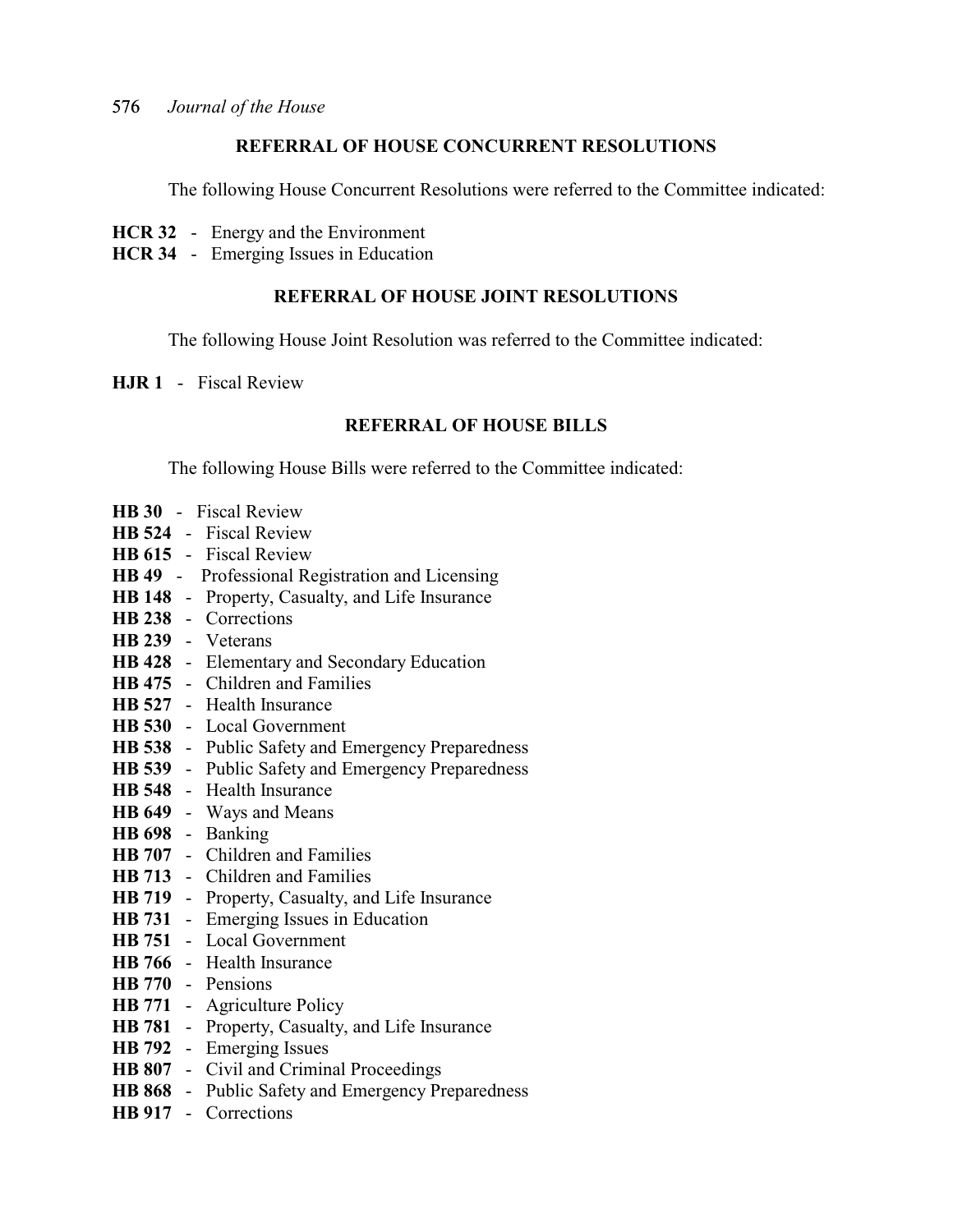## REFERRAL OF HOUSE CONCURRENT RESOLUTIONS

The following House Concurrent Resolutions were referred to the Committee indicated:

**HCR 32** - Energy and the Environment
**HCR 34** - Emerging Issues in Education

## REFERRAL OF HOUSE JOINT RESOLUTIONS

The following House Joint Resolution was referred to the Committee indicated:

**HJR 1** - Fiscal Review

## REFERRAL OF HOUSE BILLS

The following House Bills were referred to the Committee indicated:

**HB 30** - Fiscal Review
**HB 524** - Fiscal Review
**HB 615** - Fiscal Review
**HB 49** - Professional Registration and Licensing
**HB 148** - Property, Casualty, and Life Insurance
**HB 238** - Corrections
**HB 239** - Veterans
**HB 428** - Elementary and Secondary Education
**HB 475** - Children and Families
**HB 527** - Health Insurance
**HB 530** - Local Government
**HB 538** - Public Safety and Emergency Preparedness
**HB 539** - Public Safety and Emergency Preparedness
**HB 548** - Health Insurance
**HB 649** - Ways and Means
**HB 698** - Banking
**HB 707** - Children and Families
**HB 713** - Children and Families
**HB 719** - Property, Casualty, and Life Insurance
**HB 731** - Emerging Issues in Education
**HB 751** - Local Government
**HB 766** - Health Insurance
**HB 770** - Pensions
**HB 771** - Agriculture Policy
**HB 781** - Property, Casualty, and Life Insurance
**HB 792** - Emerging Issues
**HB 807** - Civil and Criminal Proceedings
**HB 868** - Public Safety and Emergency Preparedness
**HB 917** - Corrections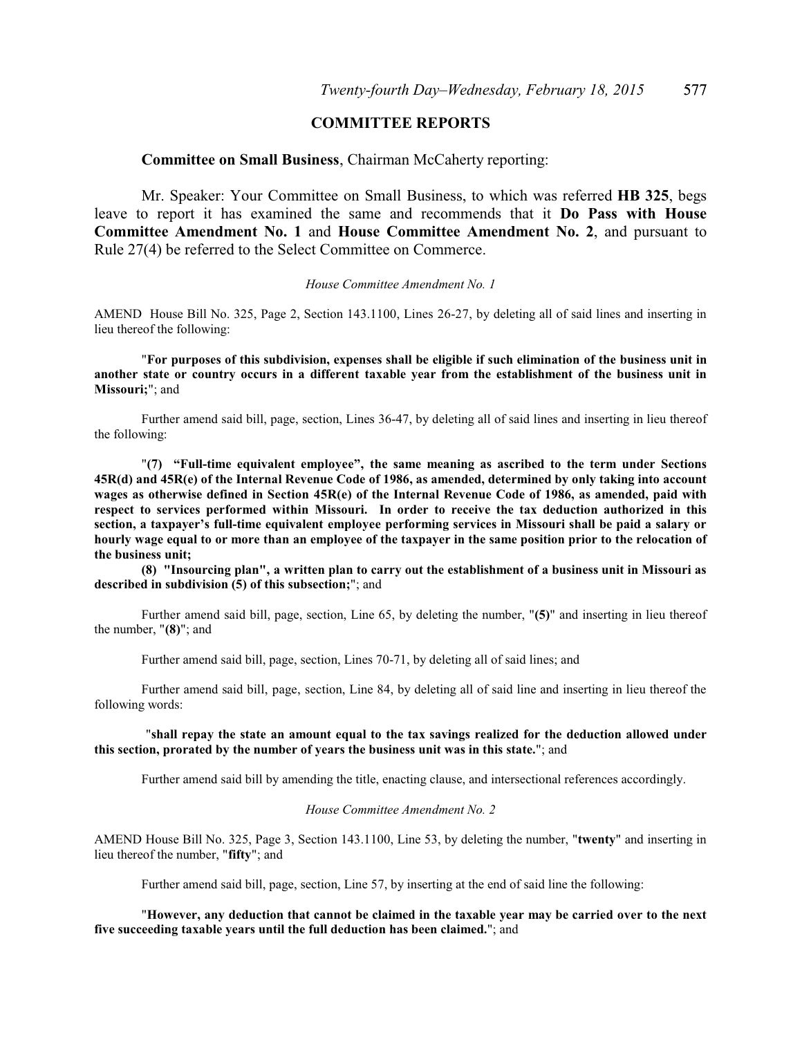## COMMITTEE REPORTS

**Committee on Small Business**, Chairman McCaherty reporting:

Mr. Speaker: Your Committee on Small Business, to which was referred **HB 325**, begs leave to report it has examined the same and recommends that it **Do Pass with House Committee Amendment No. 1** and **House Committee Amendment No. 2**, and pursuant to Rule 27(4) be referred to the Select Committee on Commerce.

*House Committee Amendment No. 1*

AMEND House Bill No. 325, Page 2, Section 143.1100, Lines 26-27, by deleting all of said lines and inserting in lieu thereof the following:

"**For purposes of this subdivision, expenses shall be eligible if such elimination of the business unit in another state or country occurs in a different taxable year from the establishment of the business unit in Missouri;**"; and

Further amend said bill, page, section, Lines 36-47, by deleting all of said lines and inserting in lieu thereof the following:

"**(7) "Full-time equivalent employee", the same meaning as ascribed to the term under Sections 45R(d) and 45R(e) of the Internal Revenue Code of 1986, as amended, determined by only taking into account wages as otherwise defined in Section 45R(e) of the Internal Revenue Code of 1986, as amended, paid with respect to services performed within Missouri. In order to receive the tax deduction authorized in this section, a taxpayer's full-time equivalent employee performing services in Missouri shall be paid a salary or hourly wage equal to or more than an employee of the taxpayer in the same position prior to the relocation of the business unit;**

**(8) "Insourcing plan", a written plan to carry out the establishment of a business unit in Missouri as described in subdivision (5) of this subsection;**"; and

Further amend said bill, page, section, Line 65, by deleting the number, "**(5)**" and inserting in lieu thereof the number, "**(8)**"; and

Further amend said bill, page, section, Lines 70-71, by deleting all of said lines; and

Further amend said bill, page, section, Line 84, by deleting all of said line and inserting in lieu thereof the following words:

"**shall repay the state an amount equal to the tax savings realized for the deduction allowed under this section, prorated by the number of years the business unit was in this state.**"; and

Further amend said bill by amending the title, enacting clause, and intersectional references accordingly.

*House Committee Amendment No. 2*

AMEND House Bill No. 325, Page 3, Section 143.1100, Line 53, by deleting the number, "**twenty**" and inserting in lieu thereof the number, "**fifty**"; and

Further amend said bill, page, section, Line 57, by inserting at the end of said line the following:

"**However, any deduction that cannot be claimed in the taxable year may be carried over to the next five succeeding taxable years until the full deduction has been claimed.**"; and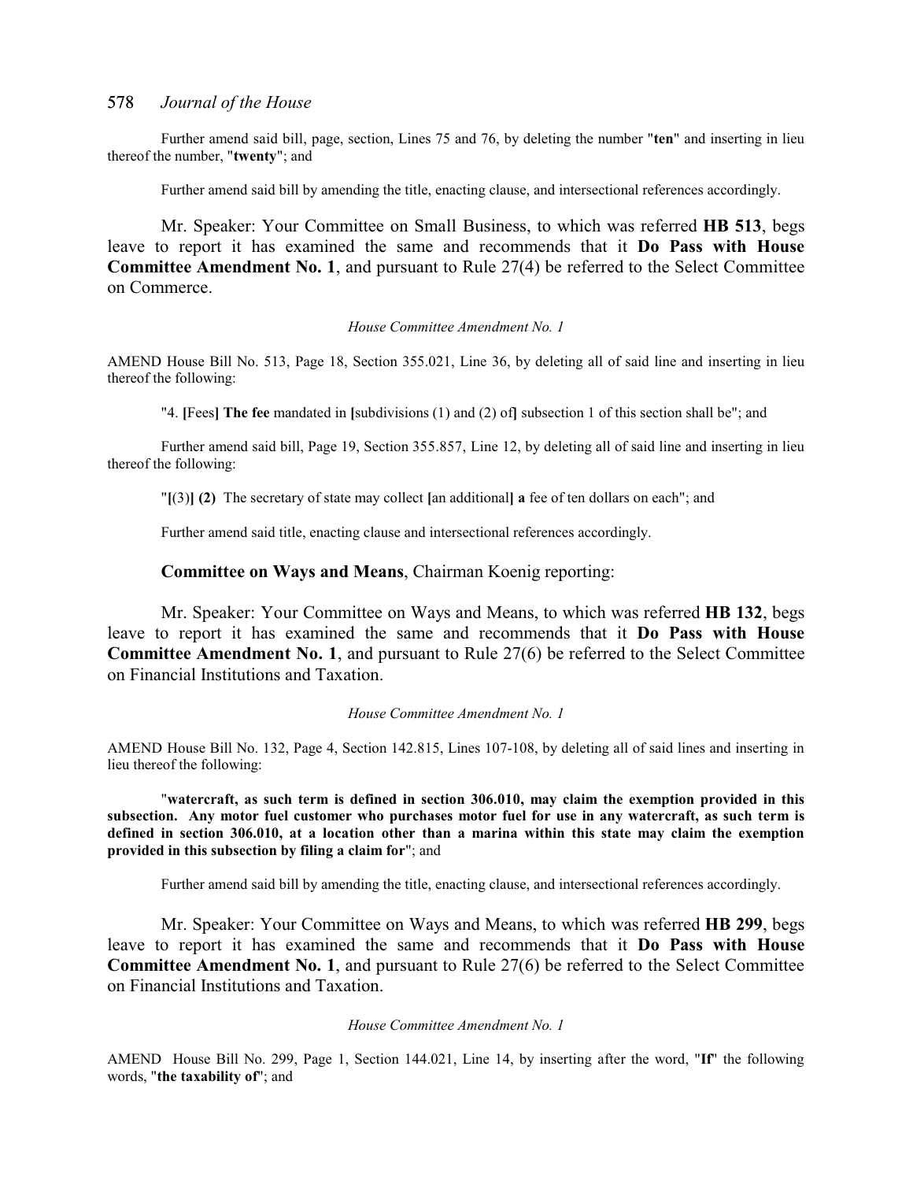Further amend said bill, page, section, Lines 75 and 76, by deleting the number "**ten**" and inserting in lieu thereof the number, "**twenty**"; and

Further amend said bill by amending the title, enacting clause, and intersectional references accordingly.

Mr. Speaker: Your Committee on Small Business, to which was referred **HB 513**, begs leave to report it has examined the same and recommends that it **Do Pass with House Committee Amendment No. 1**, and pursuant to Rule 27(4) be referred to the Select Committee on Commerce.

*House Committee Amendment No. 1*

AMEND House Bill No. 513, Page 18, Section 355.021, Line 36, by deleting all of said line and inserting in lieu thereof the following:

"4. **[**Fees**] The fee** mandated in **[**subdivisions (1) and (2) of**]** subsection 1 of this section shall be"; and

Further amend said bill, Page 19, Section 355.857, Line 12, by deleting all of said line and inserting in lieu thereof the following:

"**[**(3)**] (2)** The secretary of state may collect **[**an additional**] a** fee of ten dollars on each"; and

Further amend said title, enacting clause and intersectional references accordingly.

**Committee on Ways and Means**, Chairman Koenig reporting:

Mr. Speaker: Your Committee on Ways and Means, to which was referred **HB 132**, begs leave to report it has examined the same and recommends that it **Do Pass with House Committee Amendment No. 1**, and pursuant to Rule 27(6) be referred to the Select Committee on Financial Institutions and Taxation.

*House Committee Amendment No. 1*

AMEND House Bill No. 132, Page 4, Section 142.815, Lines 107-108, by deleting all of said lines and inserting in lieu thereof the following:

"**watercraft, as such term is defined in section 306.010, may claim the exemption provided in this subsection. Any motor fuel customer who purchases motor fuel for use in any watercraft, as such term is defined in section 306.010, at a location other than a marina within this state may claim the exemption provided in this subsection by filing a claim for**"; and

Further amend said bill by amending the title, enacting clause, and intersectional references accordingly.

Mr. Speaker: Your Committee on Ways and Means, to which was referred **HB 299**, begs leave to report it has examined the same and recommends that it **Do Pass with House Committee Amendment No. 1**, and pursuant to Rule 27(6) be referred to the Select Committee on Financial Institutions and Taxation.

*House Committee Amendment No. 1*

AMEND House Bill No. 299, Page 1, Section 144.021, Line 14, by inserting after the word, "**If**" the following words, "**the taxability of**"; and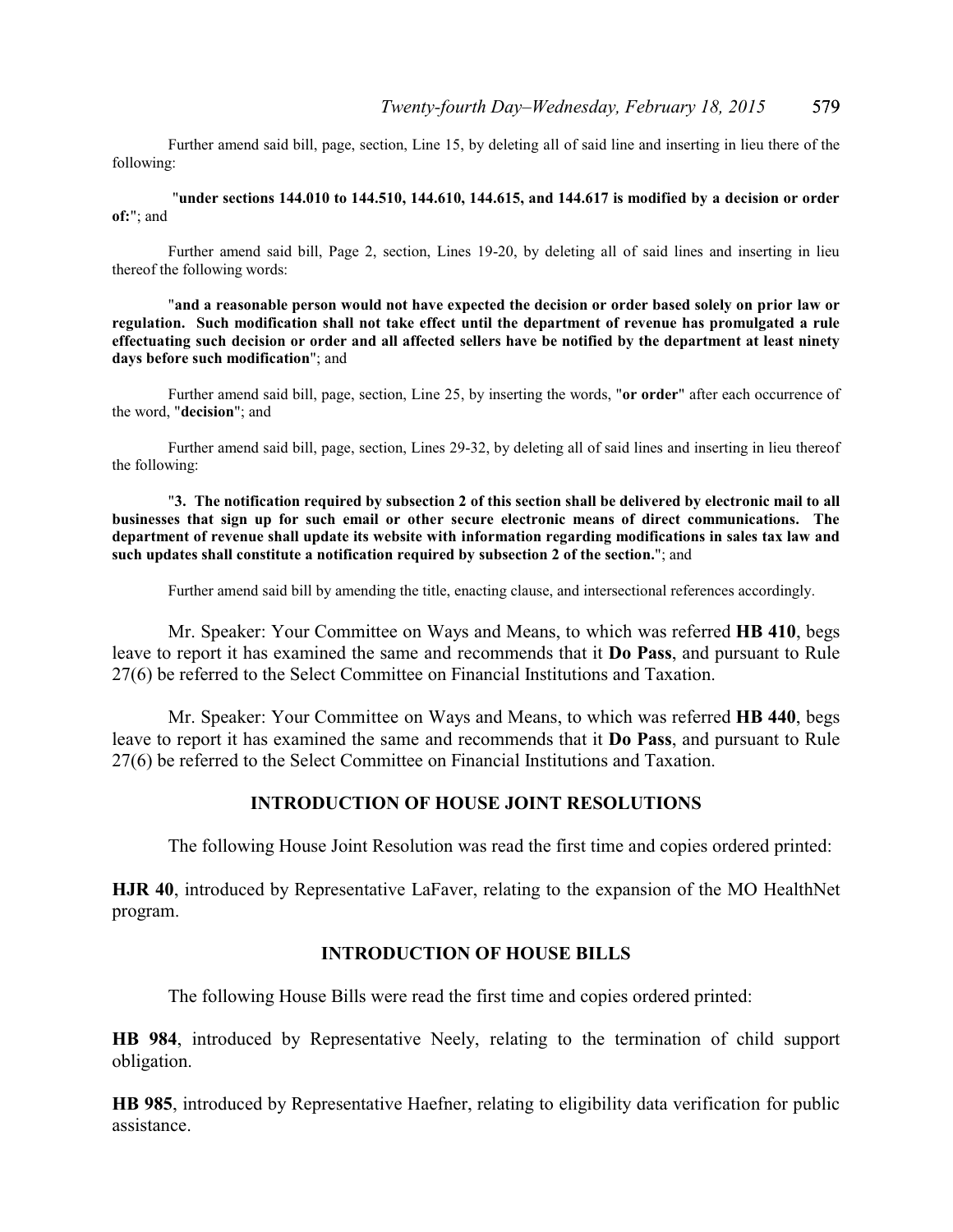Further amend said bill, page, section, Line 15, by deleting all of said line and inserting in lieu there of the following:

"**under sections 144.010 to 144.510, 144.610, 144.615, and 144.617 is modified by a decision or order of:**"; and

Further amend said bill, Page 2, section, Lines 19-20, by deleting all of said lines and inserting in lieu thereof the following words:

"**and a reasonable person would not have expected the decision or order based solely on prior law or regulation. Such modification shall not take effect until the department of revenue has promulgated a rule effectuating such decision or order and all affected sellers have be notified by the department at least ninety days before such modification**"; and

Further amend said bill, page, section, Line 25, by inserting the words, "**or order**" after each occurrence of the word, "**decision**"; and

Further amend said bill, page, section, Lines 29-32, by deleting all of said lines and inserting in lieu thereof the following:

"**3. The notification required by subsection 2 of this section shall be delivered by electronic mail to all businesses that sign up for such email or other secure electronic means of direct communications. The department of revenue shall update its website with information regarding modifications in sales tax law and such updates shall constitute a notification required by subsection 2 of the section.**"; and

Further amend said bill by amending the title, enacting clause, and intersectional references accordingly.

Mr. Speaker: Your Committee on Ways and Means, to which was referred **HB 410**, begs leave to report it has examined the same and recommends that it **Do Pass**, and pursuant to Rule 27(6) be referred to the Select Committee on Financial Institutions and Taxation.

Mr. Speaker: Your Committee on Ways and Means, to which was referred **HB 440**, begs leave to report it has examined the same and recommends that it **Do Pass**, and pursuant to Rule 27(6) be referred to the Select Committee on Financial Institutions and Taxation.

## INTRODUCTION OF HOUSE JOINT RESOLUTIONS

The following House Joint Resolution was read the first time and copies ordered printed:

**HJR 40**, introduced by Representative LaFaver, relating to the expansion of the MO HealthNet program.

## INTRODUCTION OF HOUSE BILLS

The following House Bills were read the first time and copies ordered printed:

**HB 984**, introduced by Representative Neely, relating to the termination of child support obligation.

**HB 985**, introduced by Representative Haefner, relating to eligibility data verification for public assistance.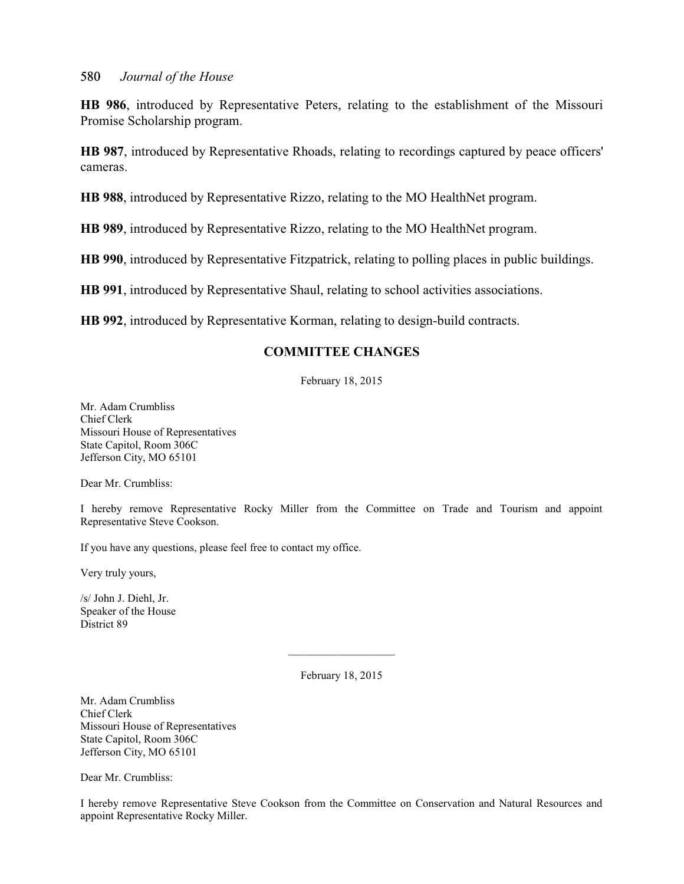**HB 986**, introduced by Representative Peters, relating to the establishment of the Missouri Promise Scholarship program.

**HB 987**, introduced by Representative Rhoads, relating to recordings captured by peace officers' cameras.

**HB 988**, introduced by Representative Rizzo, relating to the MO HealthNet program.

**HB 989**, introduced by Representative Rizzo, relating to the MO HealthNet program.

**HB 990**, introduced by Representative Fitzpatrick, relating to polling places in public buildings.

**HB 991**, introduced by Representative Shaul, relating to school activities associations.

**HB 992**, introduced by Representative Korman, relating to design-build contracts.

## COMMITTEE CHANGES

February 18, 2015

Mr. Adam Crumbliss
Chief Clerk
Missouri House of Representatives
State Capitol, Room 306C
Jefferson City, MO 65101

Dear Mr. Crumbliss:

I hereby remove Representative Rocky Miller from the Committee on Trade and Tourism and appoint Representative Steve Cookson.

If you have any questions, please feel free to contact my office.

Very truly yours,

/s/ John J. Diehl, Jr.
Speaker of the House
District 89

---

February 18, 2015

Mr. Adam Crumbliss
Chief Clerk
Missouri House of Representatives
State Capitol, Room 306C
Jefferson City, MO 65101

Dear Mr. Crumbliss:

I hereby remove Representative Steve Cookson from the Committee on Conservation and Natural Resources and appoint Representative Rocky Miller.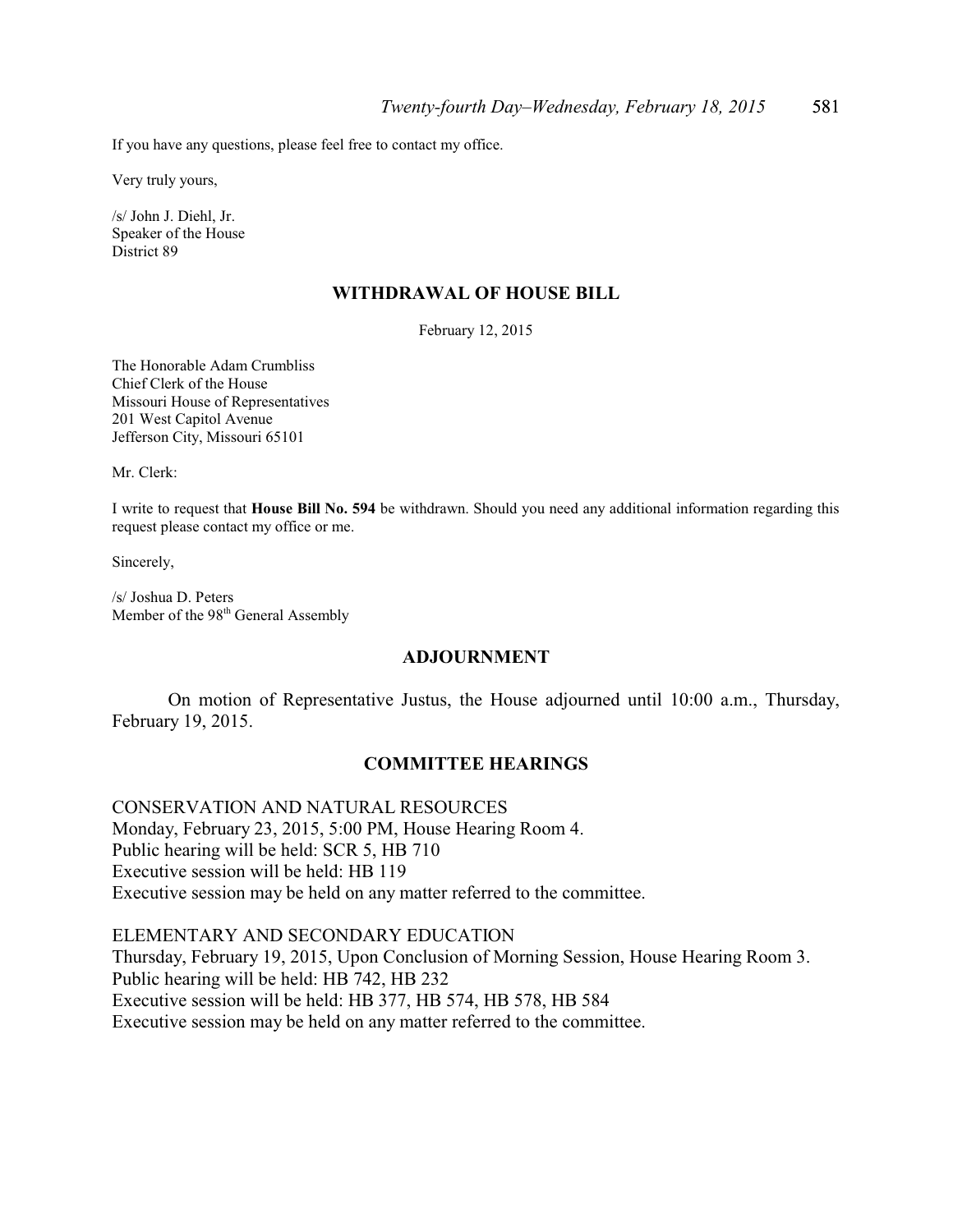If you have any questions, please feel free to contact my office.

Very truly yours,

/s/ John J. Diehl, Jr.
Speaker of the House
District 89

## WITHDRAWAL OF HOUSE BILL

February 12, 2015

The Honorable Adam Crumbliss
Chief Clerk of the House
Missouri House of Representatives
201 West Capitol Avenue
Jefferson City, Missouri 65101

Mr. Clerk:

I write to request that **House Bill No. 594** be withdrawn. Should you need any additional information regarding this request please contact my office or me.

Sincerely,

/s/ Joshua D. Peters
Member of the 98th General Assembly

## ADJOURNMENT

On motion of Representative Justus, the House adjourned until 10:00 a.m., Thursday, February 19, 2015.

## COMMITTEE HEARINGS

CONSERVATION AND NATURAL RESOURCES
Monday, February 23, 2015, 5:00 PM, House Hearing Room 4.
Public hearing will be held: SCR 5, HB 710
Executive session will be held: HB 119
Executive session may be held on any matter referred to the committee.

ELEMENTARY AND SECONDARY EDUCATION
Thursday, February 19, 2015, Upon Conclusion of Morning Session, House Hearing Room 3.
Public hearing will be held: HB 742, HB 232
Executive session will be held: HB 377, HB 574, HB 578, HB 584
Executive session may be held on any matter referred to the committee.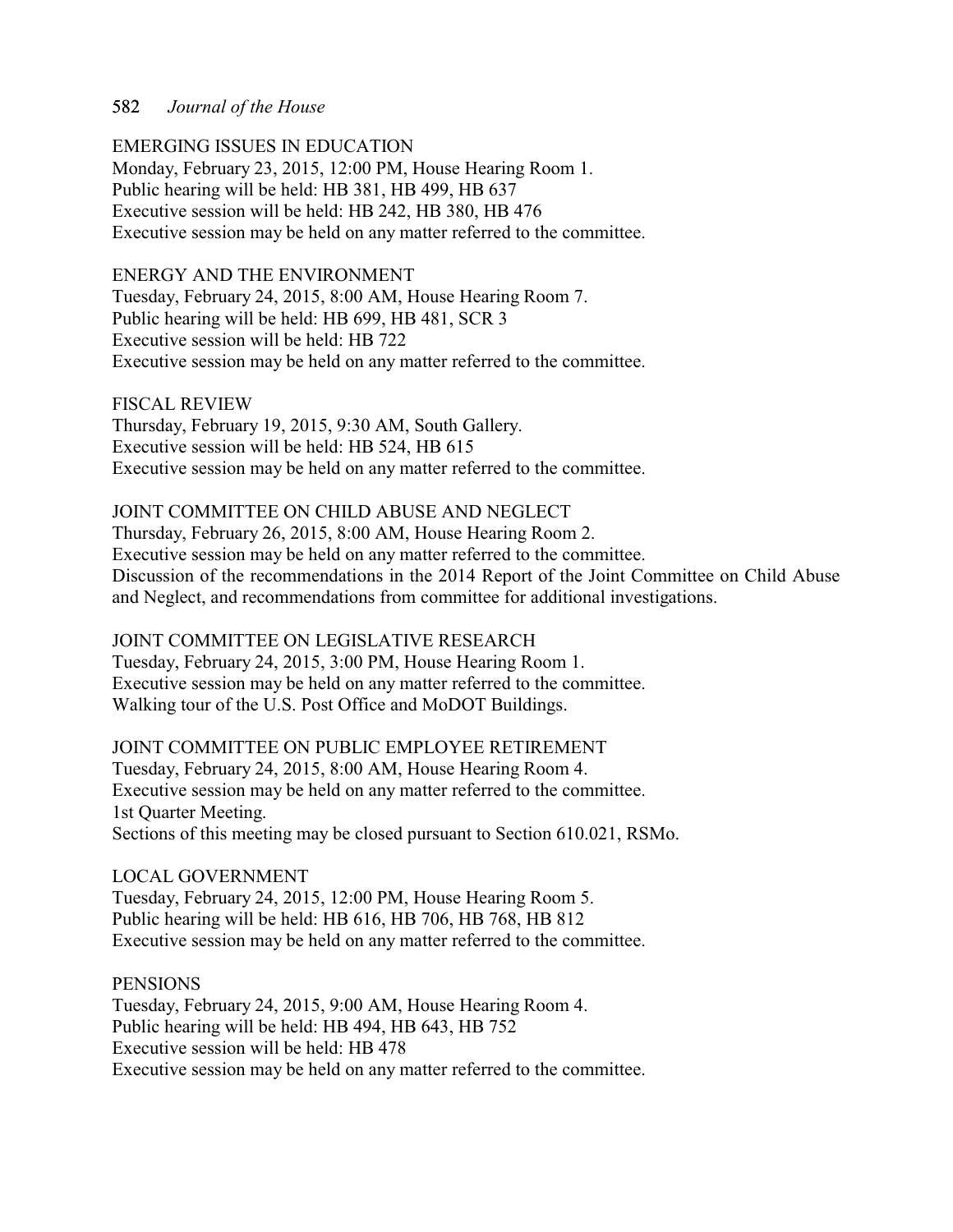EMERGING ISSUES IN EDUCATION
Monday, February 23, 2015, 12:00 PM, House Hearing Room 1.
Public hearing will be held: HB 381, HB 499, HB 637
Executive session will be held: HB 242, HB 380, HB 476
Executive session may be held on any matter referred to the committee.

ENERGY AND THE ENVIRONMENT
Tuesday, February 24, 2015, 8:00 AM, House Hearing Room 7.
Public hearing will be held: HB 699, HB 481, SCR 3
Executive session will be held: HB 722
Executive session may be held on any matter referred to the committee.

FISCAL REVIEW
Thursday, February 19, 2015, 9:30 AM, South Gallery.
Executive session will be held: HB 524, HB 615
Executive session may be held on any matter referred to the committee.

JOINT COMMITTEE ON CHILD ABUSE AND NEGLECT
Thursday, February 26, 2015, 8:00 AM, House Hearing Room 2.
Executive session may be held on any matter referred to the committee.
Discussion of the recommendations in the 2014 Report of the Joint Committee on Child Abuse and Neglect, and recommendations from committee for additional investigations.

JOINT COMMITTEE ON LEGISLATIVE RESEARCH
Tuesday, February 24, 2015, 3:00 PM, House Hearing Room 1.
Executive session may be held on any matter referred to the committee.
Walking tour of the U.S. Post Office and MoDOT Buildings.

JOINT COMMITTEE ON PUBLIC EMPLOYEE RETIREMENT
Tuesday, February 24, 2015, 8:00 AM, House Hearing Room 4.
Executive session may be held on any matter referred to the committee.
1st Quarter Meeting.
Sections of this meeting may be closed pursuant to Section 610.021, RSMo.

LOCAL GOVERNMENT
Tuesday, February 24, 2015, 12:00 PM, House Hearing Room 5.
Public hearing will be held: HB 616, HB 706, HB 768, HB 812
Executive session may be held on any matter referred to the committee.

PENSIONS
Tuesday, February 24, 2015, 9:00 AM, House Hearing Room 4.
Public hearing will be held: HB 494, HB 643, HB 752
Executive session will be held: HB 478
Executive session may be held on any matter referred to the committee.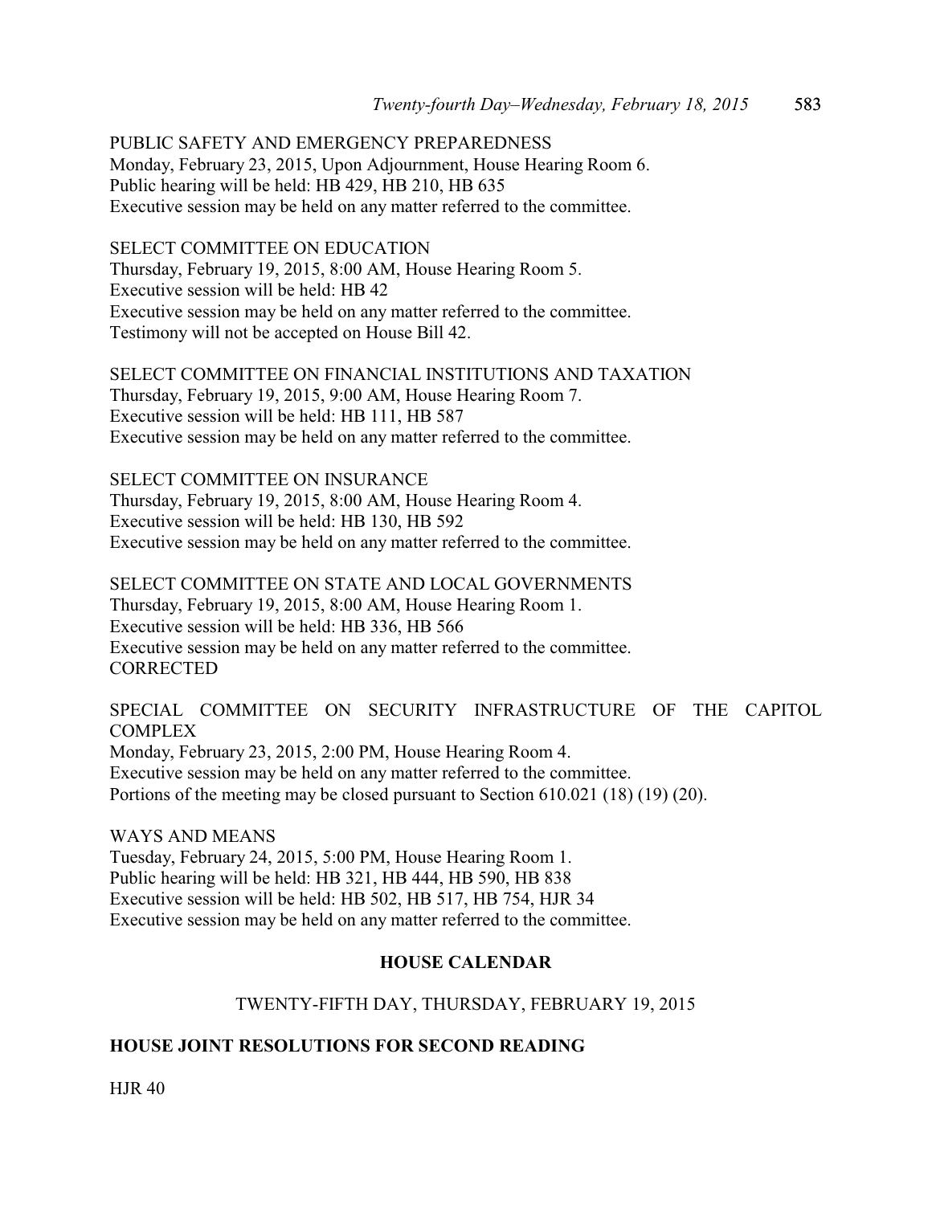PUBLIC SAFETY AND EMERGENCY PREPAREDNESS
Monday, February 23, 2015, Upon Adjournment, House Hearing Room 6.
Public hearing will be held: HB 429, HB 210, HB 635
Executive session may be held on any matter referred to the committee.

SELECT COMMITTEE ON EDUCATION
Thursday, February 19, 2015, 8:00 AM, House Hearing Room 5.
Executive session will be held: HB 42
Executive session may be held on any matter referred to the committee.
Testimony will not be accepted on House Bill 42.

SELECT COMMITTEE ON FINANCIAL INSTITUTIONS AND TAXATION
Thursday, February 19, 2015, 9:00 AM, House Hearing Room 7.
Executive session will be held: HB 111, HB 587
Executive session may be held on any matter referred to the committee.

SELECT COMMITTEE ON INSURANCE
Thursday, February 19, 2015, 8:00 AM, House Hearing Room 4.
Executive session will be held: HB 130, HB 592
Executive session may be held on any matter referred to the committee.

SELECT COMMITTEE ON STATE AND LOCAL GOVERNMENTS
Thursday, February 19, 2015, 8:00 AM, House Hearing Room 1.
Executive session will be held: HB 336, HB 566
Executive session may be held on any matter referred to the committee.
CORRECTED

SPECIAL COMMITTEE ON SECURITY INFRASTRUCTURE OF THE CAPITOL COMPLEX
Monday, February 23, 2015, 2:00 PM, House Hearing Room 4.
Executive session may be held on any matter referred to the committee.
Portions of the meeting may be closed pursuant to Section 610.021 (18) (19) (20).

WAYS AND MEANS
Tuesday, February 24, 2015, 5:00 PM, House Hearing Room 1.
Public hearing will be held: HB 321, HB 444, HB 590, HB 838
Executive session will be held: HB 502, HB 517, HB 754, HJR 34
Executive session may be held on any matter referred to the committee.

## HOUSE CALENDAR

TWENTY-FIFTH DAY, THURSDAY, FEBRUARY 19, 2015

### HOUSE JOINT RESOLUTIONS FOR SECOND READING

HJR 40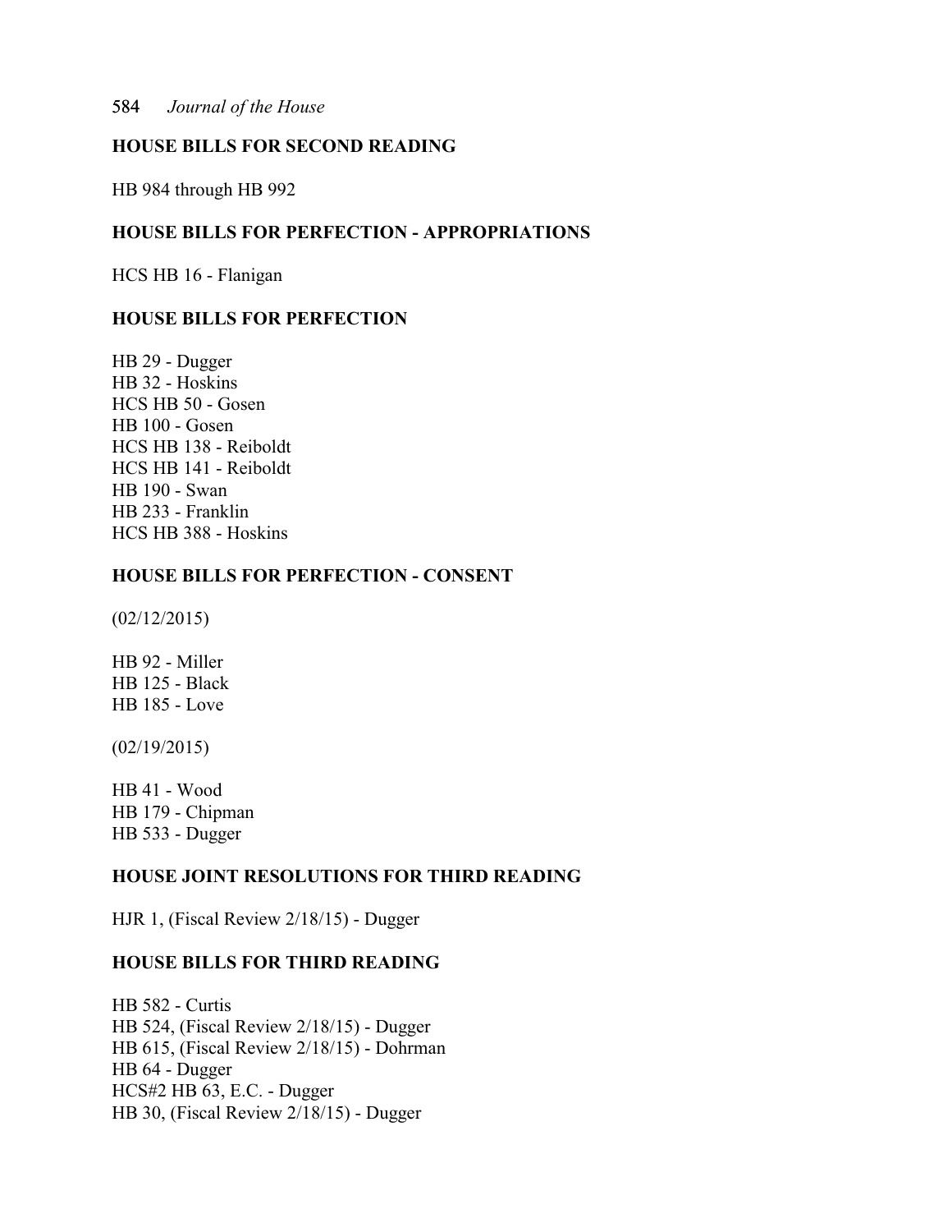## HOUSE BILLS FOR SECOND READING

HB 984 through HB 992

## HOUSE BILLS FOR PERFECTION - APPROPRIATIONS

HCS HB 16 - Flanigan

## HOUSE BILLS FOR PERFECTION

HB 29 - Dugger
HB 32 - Hoskins
HCS HB 50 - Gosen
HB 100 - Gosen
HCS HB 138 - Reiboldt
HCS HB 141 - Reiboldt
HB 190 - Swan
HB 233 - Franklin
HCS HB 388 - Hoskins

## HOUSE BILLS FOR PERFECTION - CONSENT

(02/12/2015)

HB 92 - Miller
HB 125 - Black
HB 185 - Love

(02/19/2015)

HB 41 - Wood
HB 179 - Chipman
HB 533 - Dugger

## HOUSE JOINT RESOLUTIONS FOR THIRD READING

HJR 1, (Fiscal Review 2/18/15) - Dugger

## HOUSE BILLS FOR THIRD READING

HB 582 - Curtis
HB 524, (Fiscal Review 2/18/15) - Dugger
HB 615, (Fiscal Review 2/18/15) - Dohrman
HB 64 - Dugger
HCS#2 HB 63, E.C. - Dugger
HB 30, (Fiscal Review 2/18/15) - Dugger